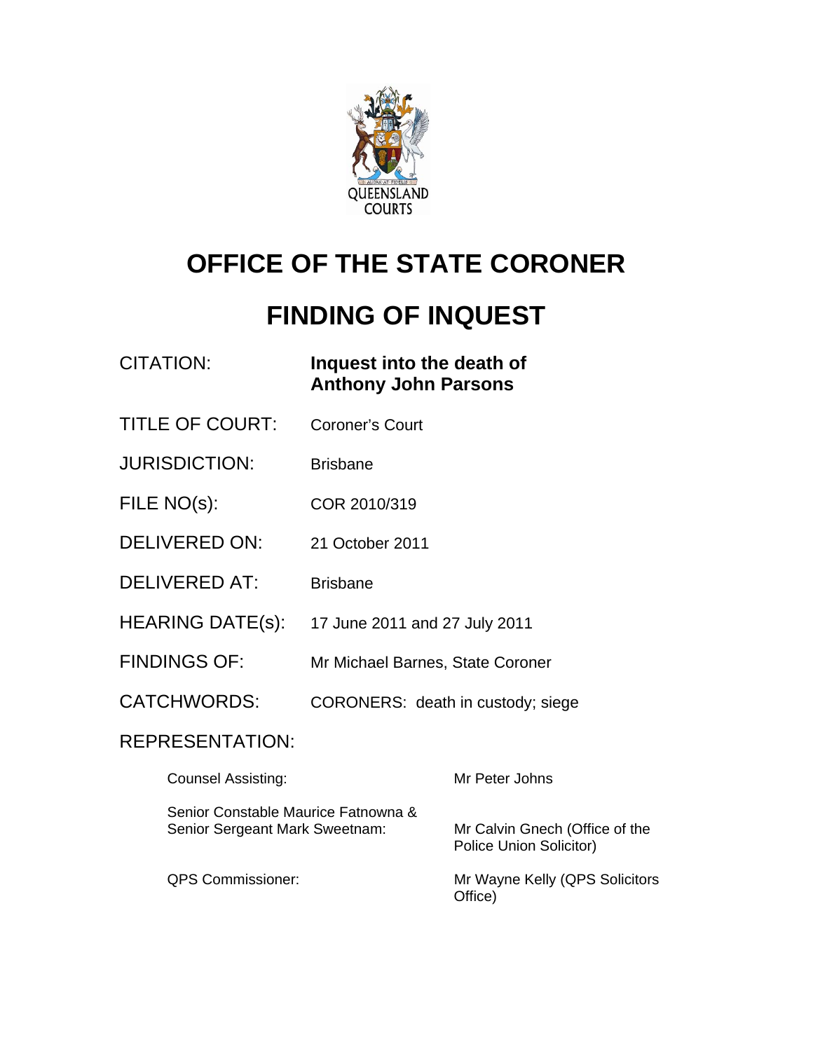QUEENSLAND COURTS

# OFFICE OF THE STATE CORONER

# FINDING OF INQUEST

| | |
|---|---|
| CITATION: | **Inquest into the death of Anthony John Parsons** |
| TITLE OF COURT: | Coroner's Court |
| JURISDICTION: | Brisbane |
| FILE NO(s): | COR 2010/319 |
| DELIVERED ON: | 21 October 2011 |
| DELIVERED AT: | Brisbane |
| HEARING DATE(s): | 17 June 2011 and 27 July 2011 |
| FINDINGS OF: | Mr Michael Barnes, State Coroner |
| CATCHWORDS: | CORONERS: death in custody; siege |

REPRESENTATION:

| | |
|---|---|
| Counsel Assisting: | Mr Peter Johns |
| Senior Constable Maurice Fatnowna & Senior Sergeant Mark Sweetnam: | Mr Calvin Gnech (Office of the Police Union Solicitor) |
| QPS Commissioner: | Mr Wayne Kelly (QPS Solicitors Office) |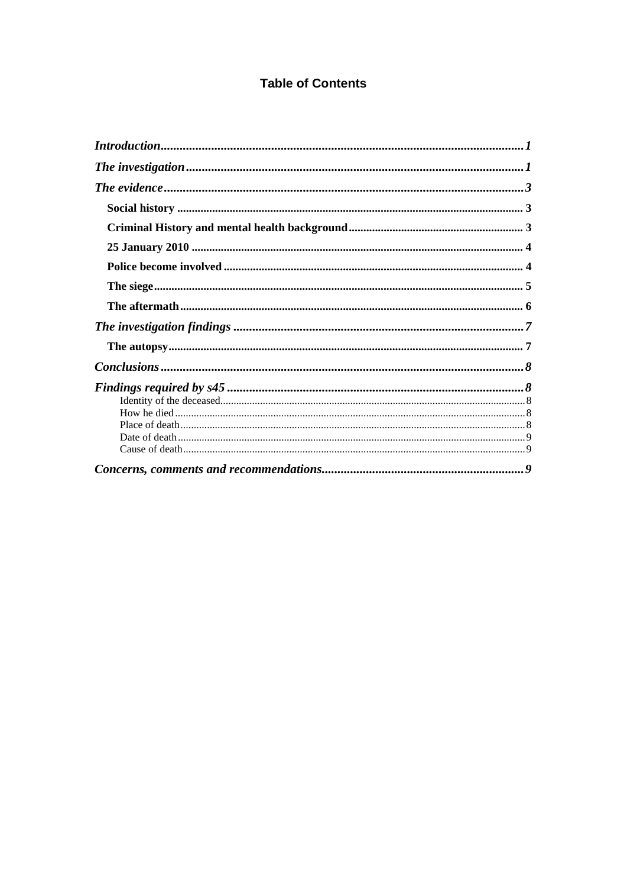# Table of Contents

*Introduction* ........................................................ *1*

*The investigation* ........................................................ *1*

*The evidence* ........................................................ *3*

- **Social history** ........................................................ 3
- **Criminal History and mental health background** ........................................................ 3
- **25 January 2010** ........................................................ 4
- **Police become involved** ........................................................ 4
- **The siege** ........................................................ 5
- **The aftermath** ........................................................ 6

*The investigation findings* ........................................................ *7*

- **The autopsy** ........................................................ 7

*Conclusions* ........................................................ *8*

*Findings required by s45* ........................................................ *8*

- Identity of the deceased ........................................................ 8
- How he died ........................................................ 8
- Place of death ........................................................ 8
- Date of death ........................................................ 9
- Cause of death ........................................................ 9

*Concerns, comments and recommendations* ........................................................ *9*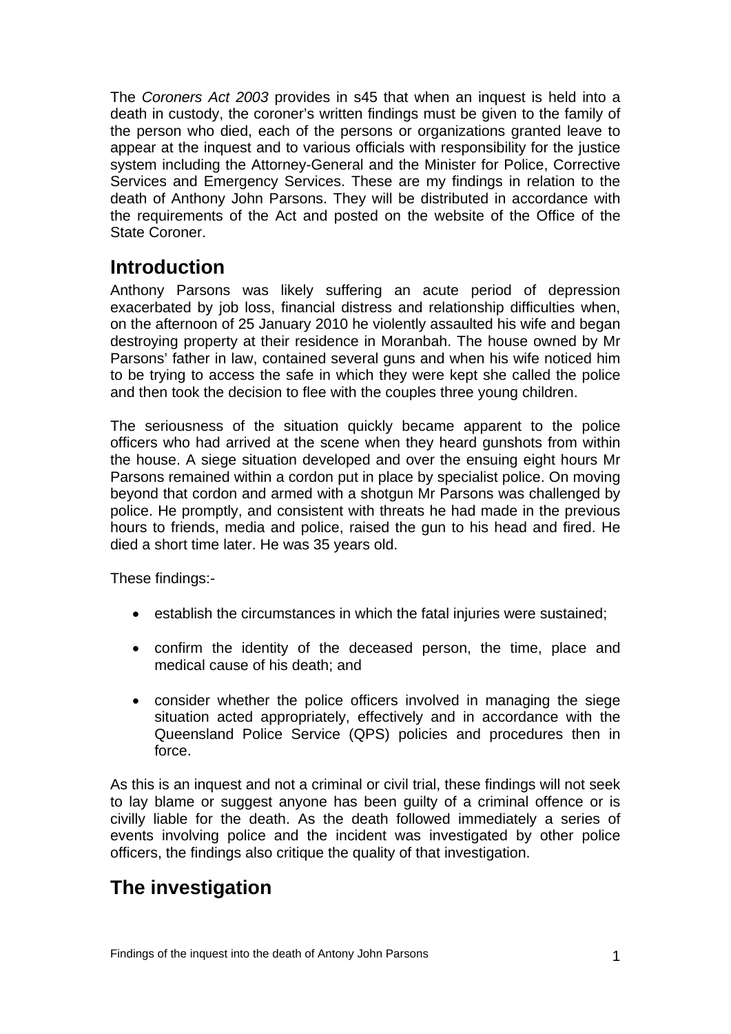The *Coroners Act 2003* provides in s45 that when an inquest is held into a death in custody, the coroner's written findings must be given to the family of the person who died, each of the persons or organizations granted leave to appear at the inquest and to various officials with responsibility for the justice system including the Attorney-General and the Minister for Police, Corrective Services and Emergency Services. These are my findings in relation to the death of Anthony John Parsons. They will be distributed in accordance with the requirements of the Act and posted on the website of the Office of the State Coroner.

## Introduction

Anthony Parsons was likely suffering an acute period of depression exacerbated by job loss, financial distress and relationship difficulties when, on the afternoon of 25 January 2010 he violently assaulted his wife and began destroying property at their residence in Moranbah. The house owned by Mr Parsons' father in law, contained several guns and when his wife noticed him to be trying to access the safe in which they were kept she called the police and then took the decision to flee with the couples three young children.

The seriousness of the situation quickly became apparent to the police officers who had arrived at the scene when they heard gunshots from within the house. A siege situation developed and over the ensuing eight hours Mr Parsons remained within a cordon put in place by specialist police. On moving beyond that cordon and armed with a shotgun Mr Parsons was challenged by police. He promptly, and consistent with threats he had made in the previous hours to friends, media and police, raised the gun to his head and fired. He died a short time later. He was 35 years old.

These findings:-

- establish the circumstances in which the fatal injuries were sustained;
- confirm the identity of the deceased person, the time, place and medical cause of his death; and
- consider whether the police officers involved in managing the siege situation acted appropriately, effectively and in accordance with the Queensland Police Service (QPS) policies and procedures then in force.

As this is an inquest and not a criminal or civil trial, these findings will not seek to lay blame or suggest anyone has been guilty of a criminal offence or is civilly liable for the death. As the death followed immediately a series of events involving police and the incident was investigated by other police officers, the findings also critique the quality of that investigation.

## The investigation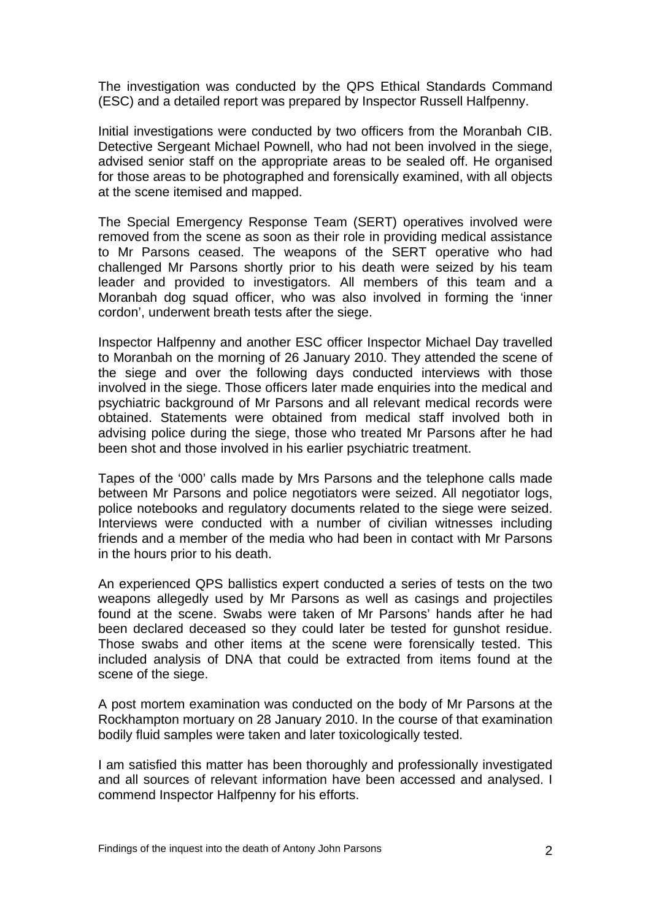The investigation was conducted by the QPS Ethical Standards Command (ESC) and a detailed report was prepared by Inspector Russell Halfpenny.

Initial investigations were conducted by two officers from the Moranbah CIB. Detective Sergeant Michael Pownell, who had not been involved in the siege, advised senior staff on the appropriate areas to be sealed off. He organised for those areas to be photographed and forensically examined, with all objects at the scene itemised and mapped.

The Special Emergency Response Team (SERT) operatives involved were removed from the scene as soon as their role in providing medical assistance to Mr Parsons ceased. The weapons of the SERT operative who had challenged Mr Parsons shortly prior to his death were seized by his team leader and provided to investigators. All members of this team and a Moranbah dog squad officer, who was also involved in forming the 'inner cordon', underwent breath tests after the siege.

Inspector Halfpenny and another ESC officer Inspector Michael Day travelled to Moranbah on the morning of 26 January 2010. They attended the scene of the siege and over the following days conducted interviews with those involved in the siege. Those officers later made enquiries into the medical and psychiatric background of Mr Parsons and all relevant medical records were obtained. Statements were obtained from medical staff involved both in advising police during the siege, those who treated Mr Parsons after he had been shot and those involved in his earlier psychiatric treatment.

Tapes of the '000' calls made by Mrs Parsons and the telephone calls made between Mr Parsons and police negotiators were seized. All negotiator logs, police notebooks and regulatory documents related to the siege were seized. Interviews were conducted with a number of civilian witnesses including friends and a member of the media who had been in contact with Mr Parsons in the hours prior to his death.

An experienced QPS ballistics expert conducted a series of tests on the two weapons allegedly used by Mr Parsons as well as casings and projectiles found at the scene. Swabs were taken of Mr Parsons' hands after he had been declared deceased so they could later be tested for gunshot residue. Those swabs and other items at the scene were forensically tested. This included analysis of DNA that could be extracted from items found at the scene of the siege.

A post mortem examination was conducted on the body of Mr Parsons at the Rockhampton mortuary on 28 January 2010. In the course of that examination bodily fluid samples were taken and later toxicologically tested.

I am satisfied this matter has been thoroughly and professionally investigated and all sources of relevant information have been accessed and analysed. I commend Inspector Halfpenny for his efforts.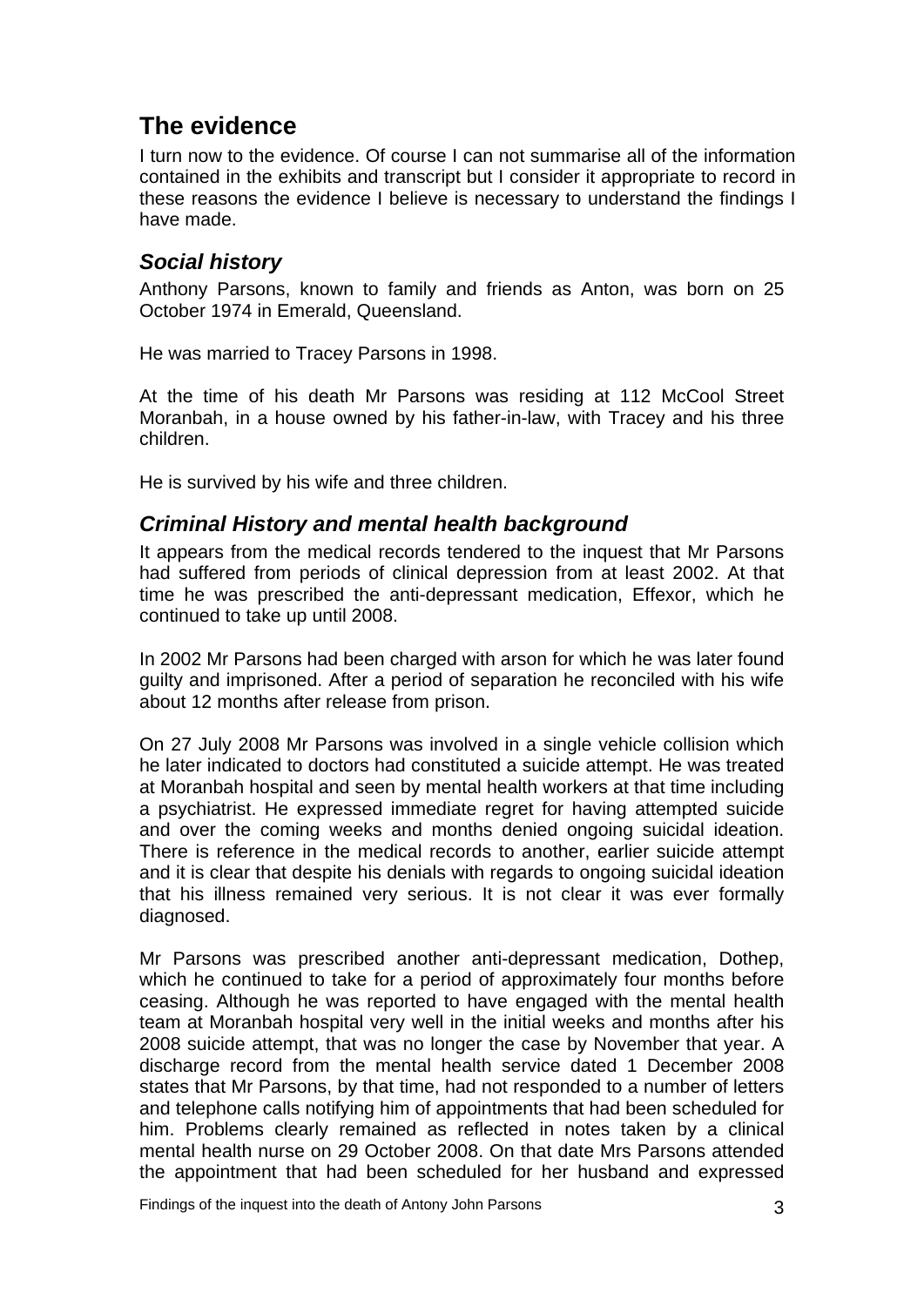## The evidence

I turn now to the evidence. Of course I can not summarise all of the information contained in the exhibits and transcript but I consider it appropriate to record in these reasons the evidence I believe is necessary to understand the findings I have made.

### *Social history*

Anthony Parsons, known to family and friends as Anton, was born on 25 October 1974 in Emerald, Queensland.

He was married to Tracey Parsons in 1998.

At the time of his death Mr Parsons was residing at 112 McCool Street Moranbah, in a house owned by his father-in-law, with Tracey and his three children.

He is survived by his wife and three children.

### *Criminal History and mental health background*

It appears from the medical records tendered to the inquest that Mr Parsons had suffered from periods of clinical depression from at least 2002. At that time he was prescribed the anti-depressant medication, Effexor, which he continued to take up until 2008.

In 2002 Mr Parsons had been charged with arson for which he was later found guilty and imprisoned. After a period of separation he reconciled with his wife about 12 months after release from prison.

On 27 July 2008 Mr Parsons was involved in a single vehicle collision which he later indicated to doctors had constituted a suicide attempt. He was treated at Moranbah hospital and seen by mental health workers at that time including a psychiatrist. He expressed immediate regret for having attempted suicide and over the coming weeks and months denied ongoing suicidal ideation. There is reference in the medical records to another, earlier suicide attempt and it is clear that despite his denials with regards to ongoing suicidal ideation that his illness remained very serious. It is not clear it was ever formally diagnosed.

Mr Parsons was prescribed another anti-depressant medication, Dothep, which he continued to take for a period of approximately four months before ceasing. Although he was reported to have engaged with the mental health team at Moranbah hospital very well in the initial weeks and months after his 2008 suicide attempt, that was no longer the case by November that year. A discharge record from the mental health service dated 1 December 2008 states that Mr Parsons, by that time, had not responded to a number of letters and telephone calls notifying him of appointments that had been scheduled for him. Problems clearly remained as reflected in notes taken by a clinical mental health nurse on 29 October 2008. On that date Mrs Parsons attended the appointment that had been scheduled for her husband and expressed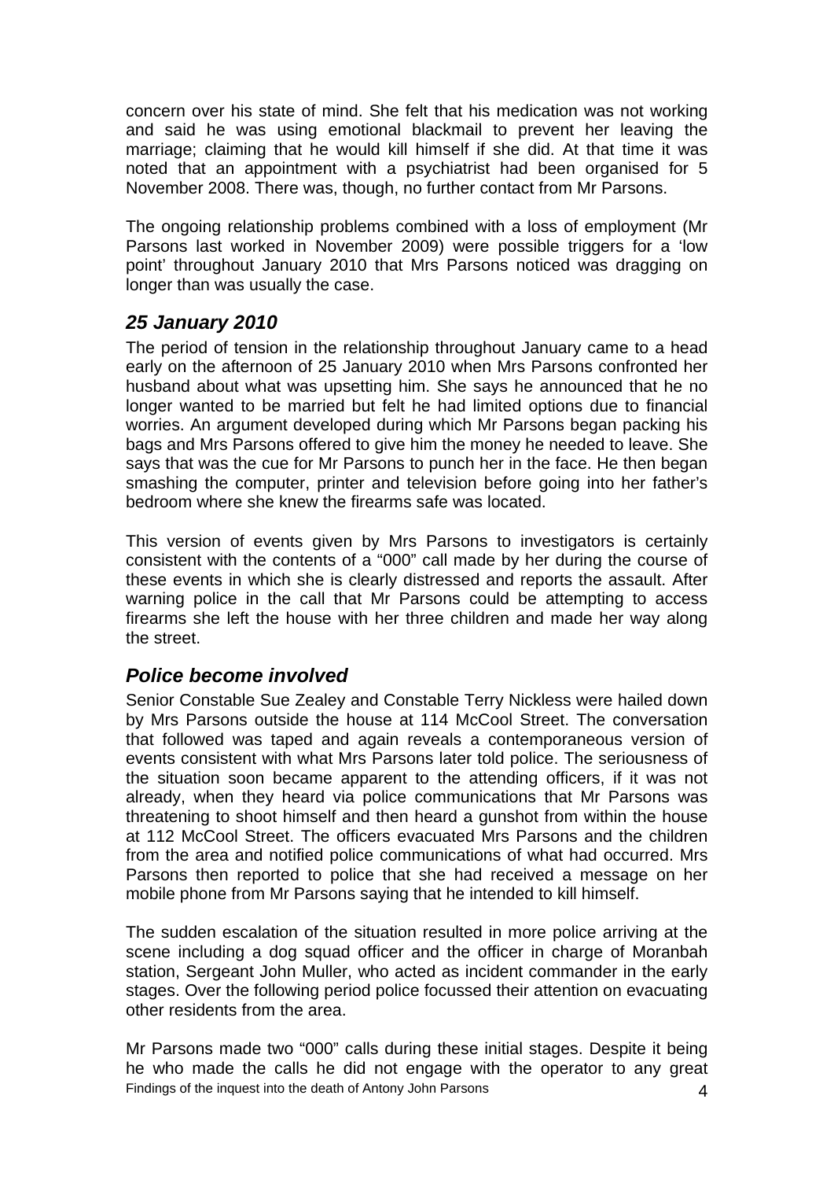concern over his state of mind. She felt that his medication was not working and said he was using emotional blackmail to prevent her leaving the marriage; claiming that he would kill himself if she did. At that time it was noted that an appointment with a psychiatrist had been organised for 5 November 2008. There was, though, no further contact from Mr Parsons.

The ongoing relationship problems combined with a loss of employment (Mr Parsons last worked in November 2009) were possible triggers for a 'low point' throughout January 2010 that Mrs Parsons noticed was dragging on longer than was usually the case.

## *25 January 2010*

The period of tension in the relationship throughout January came to a head early on the afternoon of 25 January 2010 when Mrs Parsons confronted her husband about what was upsetting him. She says he announced that he no longer wanted to be married but felt he had limited options due to financial worries. An argument developed during which Mr Parsons began packing his bags and Mrs Parsons offered to give him the money he needed to leave. She says that was the cue for Mr Parsons to punch her in the face. He then began smashing the computer, printer and television before going into her father's bedroom where she knew the firearms safe was located.

This version of events given by Mrs Parsons to investigators is certainly consistent with the contents of a "000" call made by her during the course of these events in which she is clearly distressed and reports the assault. After warning police in the call that Mr Parsons could be attempting to access firearms she left the house with her three children and made her way along the street.

## *Police become involved*

Senior Constable Sue Zealey and Constable Terry Nickless were hailed down by Mrs Parsons outside the house at 114 McCool Street. The conversation that followed was taped and again reveals a contemporaneous version of events consistent with what Mrs Parsons later told police. The seriousness of the situation soon became apparent to the attending officers, if it was not already, when they heard via police communications that Mr Parsons was threatening to shoot himself and then heard a gunshot from within the house at 112 McCool Street. The officers evacuated Mrs Parsons and the children from the area and notified police communications of what had occurred. Mrs Parsons then reported to police that she had received a message on her mobile phone from Mr Parsons saying that he intended to kill himself.

The sudden escalation of the situation resulted in more police arriving at the scene including a dog squad officer and the officer in charge of Moranbah station, Sergeant John Muller, who acted as incident commander in the early stages. Over the following period police focussed their attention on evacuating other residents from the area.

Mr Parsons made two "000" calls during these initial stages. Despite it being he who made the calls he did not engage with the operator to any great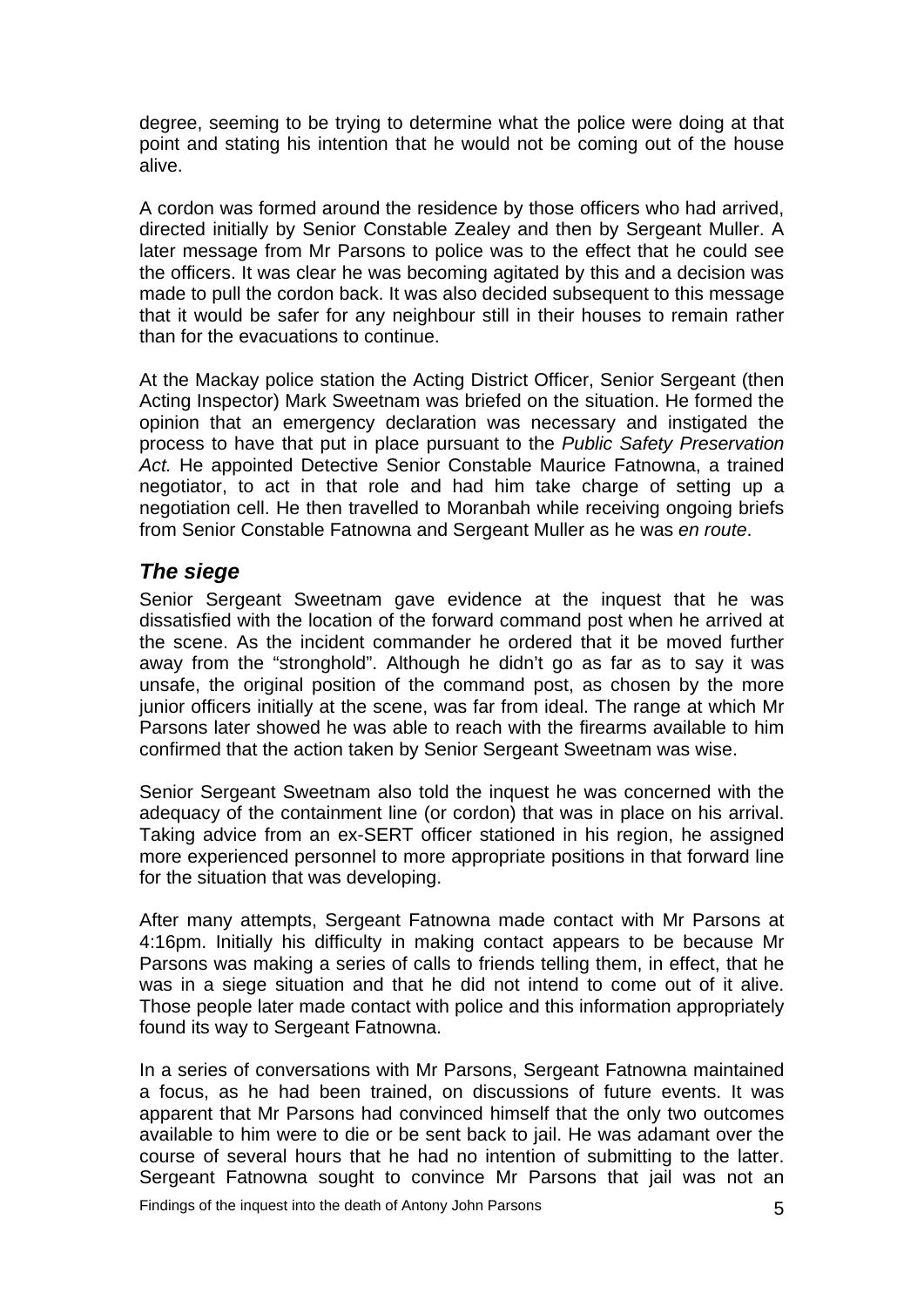degree, seeming to be trying to determine what the police were doing at that point and stating his intention that he would not be coming out of the house alive.

A cordon was formed around the residence by those officers who had arrived, directed initially by Senior Constable Zealey and then by Sergeant Muller. A later message from Mr Parsons to police was to the effect that he could see the officers. It was clear he was becoming agitated by this and a decision was made to pull the cordon back. It was also decided subsequent to this message that it would be safer for any neighbour still in their houses to remain rather than for the evacuations to continue.

At the Mackay police station the Acting District Officer, Senior Sergeant (then Acting Inspector) Mark Sweetnam was briefed on the situation. He formed the opinion that an emergency declaration was necessary and instigated the process to have that put in place pursuant to the *Public Safety Preservation Act.* He appointed Detective Senior Constable Maurice Fatnowna, a trained negotiator, to act in that role and had him take charge of setting up a negotiation cell. He then travelled to Moranbah while receiving ongoing briefs from Senior Constable Fatnowna and Sergeant Muller as he was *en route*.

## *The siege*

Senior Sergeant Sweetnam gave evidence at the inquest that he was dissatisfied with the location of the forward command post when he arrived at the scene. As the incident commander he ordered that it be moved further away from the "stronghold". Although he didn't go as far as to say it was unsafe, the original position of the command post, as chosen by the more junior officers initially at the scene, was far from ideal. The range at which Mr Parsons later showed he was able to reach with the firearms available to him confirmed that the action taken by Senior Sergeant Sweetnam was wise.

Senior Sergeant Sweetnam also told the inquest he was concerned with the adequacy of the containment line (or cordon) that was in place on his arrival. Taking advice from an ex-SERT officer stationed in his region, he assigned more experienced personnel to more appropriate positions in that forward line for the situation that was developing.

After many attempts, Sergeant Fatnowna made contact with Mr Parsons at 4:16pm. Initially his difficulty in making contact appears to be because Mr Parsons was making a series of calls to friends telling them, in effect, that he was in a siege situation and that he did not intend to come out of it alive. Those people later made contact with police and this information appropriately found its way to Sergeant Fatnowna.

In a series of conversations with Mr Parsons, Sergeant Fatnowna maintained a focus, as he had been trained, on discussions of future events. It was apparent that Mr Parsons had convinced himself that the only two outcomes available to him were to die or be sent back to jail. He was adamant over the course of several hours that he had no intention of submitting to the latter. Sergeant Fatnowna sought to convince Mr Parsons that jail was not an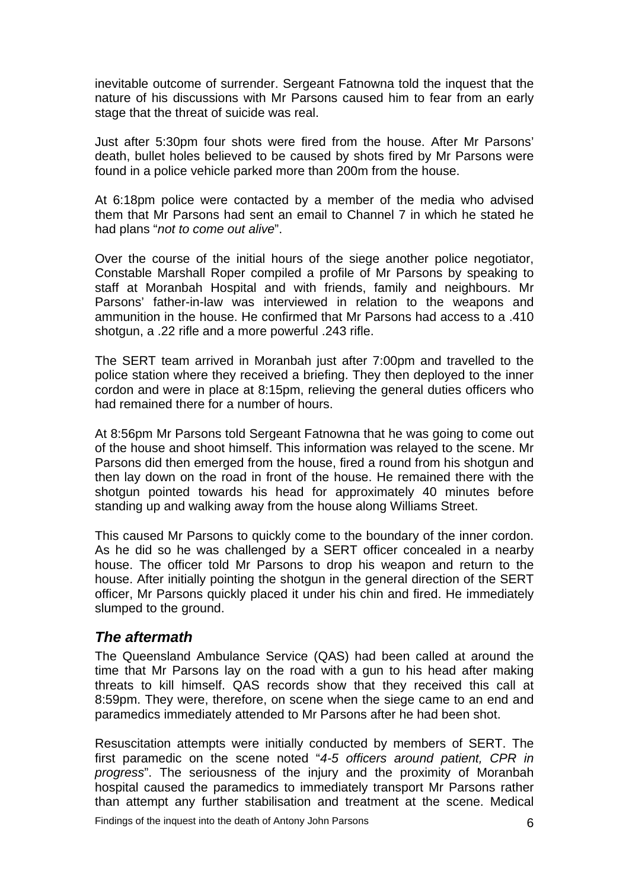inevitable outcome of surrender. Sergeant Fatnowna told the inquest that the nature of his discussions with Mr Parsons caused him to fear from an early stage that the threat of suicide was real.

Just after 5:30pm four shots were fired from the house. After Mr Parsons' death, bullet holes believed to be caused by shots fired by Mr Parsons were found in a police vehicle parked more than 200m from the house.

At 6:18pm police were contacted by a member of the media who advised them that Mr Parsons had sent an email to Channel 7 in which he stated he had plans "*not to come out alive*".

Over the course of the initial hours of the siege another police negotiator, Constable Marshall Roper compiled a profile of Mr Parsons by speaking to staff at Moranbah Hospital and with friends, family and neighbours. Mr Parsons' father-in-law was interviewed in relation to the weapons and ammunition in the house. He confirmed that Mr Parsons had access to a .410 shotgun, a .22 rifle and a more powerful .243 rifle.

The SERT team arrived in Moranbah just after 7:00pm and travelled to the police station where they received a briefing. They then deployed to the inner cordon and were in place at 8:15pm, relieving the general duties officers who had remained there for a number of hours.

At 8:56pm Mr Parsons told Sergeant Fatnowna that he was going to come out of the house and shoot himself. This information was relayed to the scene. Mr Parsons did then emerged from the house, fired a round from his shotgun and then lay down on the road in front of the house. He remained there with the shotgun pointed towards his head for approximately 40 minutes before standing up and walking away from the house along Williams Street.

This caused Mr Parsons to quickly come to the boundary of the inner cordon. As he did so he was challenged by a SERT officer concealed in a nearby house. The officer told Mr Parsons to drop his weapon and return to the house. After initially pointing the shotgun in the general direction of the SERT officer, Mr Parsons quickly placed it under his chin and fired. He immediately slumped to the ground.

## *The aftermath*

The Queensland Ambulance Service (QAS) had been called at around the time that Mr Parsons lay on the road with a gun to his head after making threats to kill himself. QAS records show that they received this call at 8:59pm. They were, therefore, on scene when the siege came to an end and paramedics immediately attended to Mr Parsons after he had been shot.

Resuscitation attempts were initially conducted by members of SERT. The first paramedic on the scene noted "*4-5 officers around patient, CPR in progress*". The seriousness of the injury and the proximity of Moranbah hospital caused the paramedics to immediately transport Mr Parsons rather than attempt any further stabilisation and treatment at the scene. Medical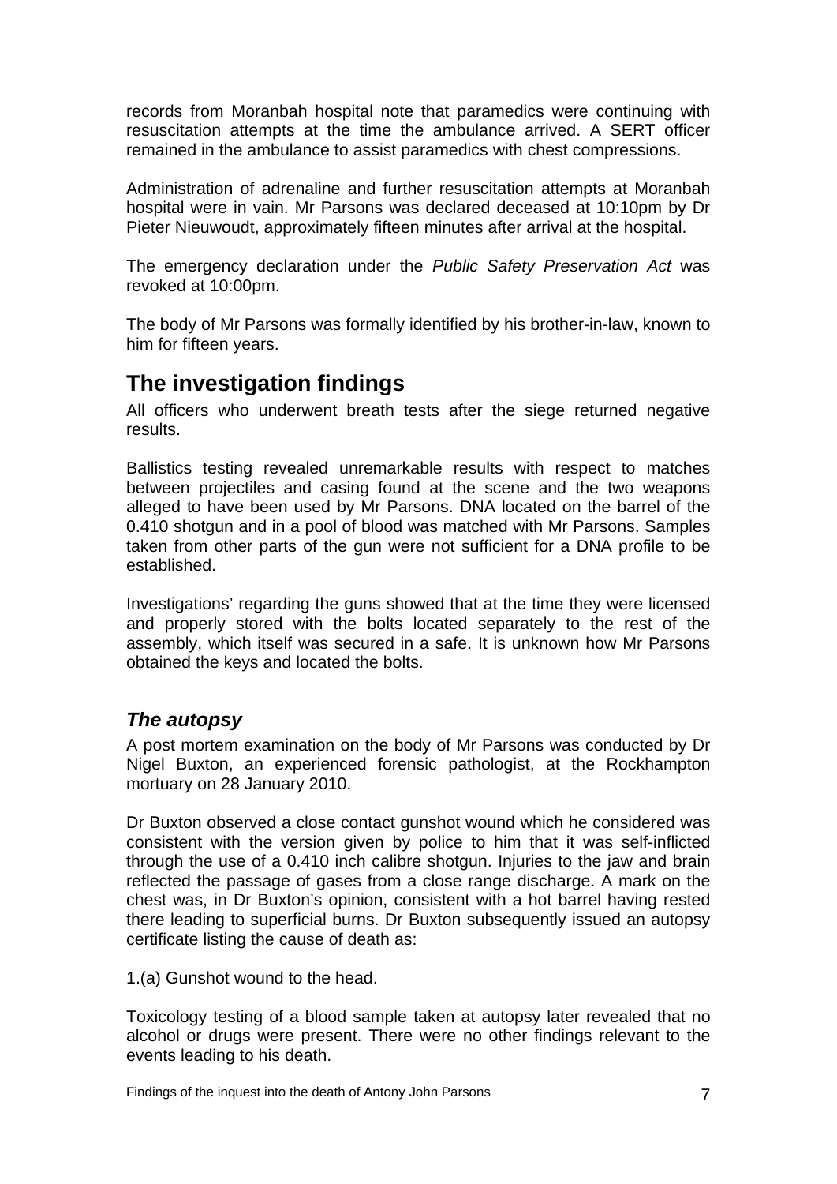records from Moranbah hospital note that paramedics were continuing with resuscitation attempts at the time the ambulance arrived. A SERT officer remained in the ambulance to assist paramedics with chest compressions.

Administration of adrenaline and further resuscitation attempts at Moranbah hospital were in vain. Mr Parsons was declared deceased at 10:10pm by Dr Pieter Nieuwoudt, approximately fifteen minutes after arrival at the hospital.

The emergency declaration under the *Public Safety Preservation Act* was revoked at 10:00pm.

The body of Mr Parsons was formally identified by his brother-in-law, known to him for fifteen years.

## The investigation findings

All officers who underwent breath tests after the siege returned negative results.

Ballistics testing revealed unremarkable results with respect to matches between projectiles and casing found at the scene and the two weapons alleged to have been used by Mr Parsons. DNA located on the barrel of the 0.410 shotgun and in a pool of blood was matched with Mr Parsons. Samples taken from other parts of the gun were not sufficient for a DNA profile to be established.

Investigations' regarding the guns showed that at the time they were licensed and properly stored with the bolts located separately to the rest of the assembly, which itself was secured in a safe. It is unknown how Mr Parsons obtained the keys and located the bolts.

### *The autopsy*

A post mortem examination on the body of Mr Parsons was conducted by Dr Nigel Buxton, an experienced forensic pathologist, at the Rockhampton mortuary on 28 January 2010.

Dr Buxton observed a close contact gunshot wound which he considered was consistent with the version given by police to him that it was self-inflicted through the use of a 0.410 inch calibre shotgun. Injuries to the jaw and brain reflected the passage of gases from a close range discharge. A mark on the chest was, in Dr Buxton's opinion, consistent with a hot barrel having rested there leading to superficial burns. Dr Buxton subsequently issued an autopsy certificate listing the cause of death as:

1.(a) Gunshot wound to the head.

Toxicology testing of a blood sample taken at autopsy later revealed that no alcohol or drugs were present. There were no other findings relevant to the events leading to his death.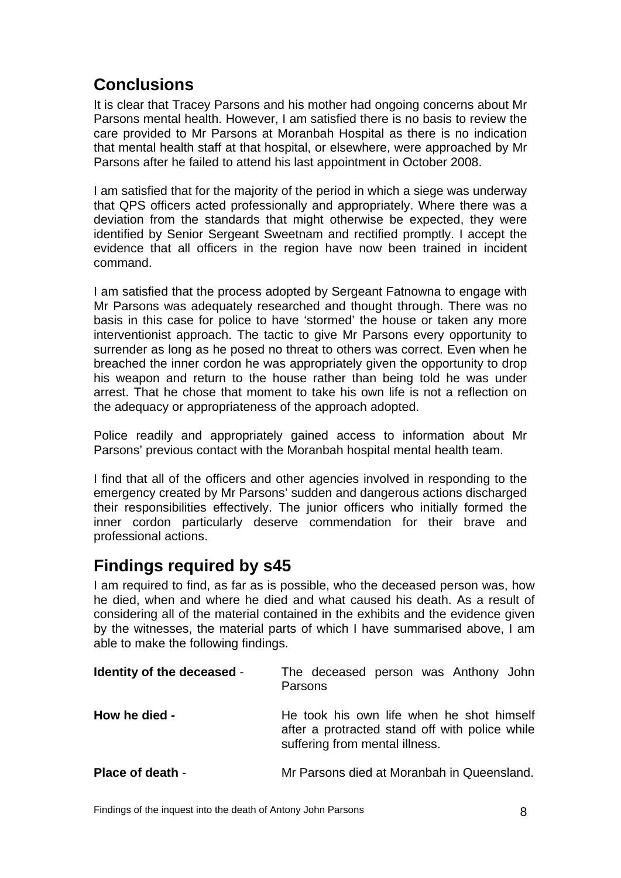## Conclusions

It is clear that Tracey Parsons and his mother had ongoing concerns about Mr Parsons mental health. However, I am satisfied there is no basis to review the care provided to Mr Parsons at Moranbah Hospital as there is no indication that mental health staff at that hospital, or elsewhere, were approached by Mr Parsons after he failed to attend his last appointment in October 2008.

I am satisfied that for the majority of the period in which a siege was underway that QPS officers acted professionally and appropriately. Where there was a deviation from the standards that might otherwise be expected, they were identified by Senior Sergeant Sweetnam and rectified promptly. I accept the evidence that all officers in the region have now been trained in incident command.

I am satisfied that the process adopted by Sergeant Fatnowna to engage with Mr Parsons was adequately researched and thought through. There was no basis in this case for police to have 'stormed' the house or taken any more interventionist approach. The tactic to give Mr Parsons every opportunity to surrender as long as he posed no threat to others was correct. Even when he breached the inner cordon he was appropriately given the opportunity to drop his weapon and return to the house rather than being told he was under arrest. That he chose that moment to take his own life is not a reflection on the adequacy or appropriateness of the approach adopted.

Police readily and appropriately gained access to information about Mr Parsons' previous contact with the Moranbah hospital mental health team.

I find that all of the officers and other agencies involved in responding to the emergency created by Mr Parsons' sudden and dangerous actions discharged their responsibilities effectively. The junior officers who initially formed the inner cordon particularly deserve commendation for their brave and professional actions.

## Findings required by s45

I am required to find, as far as is possible, who the deceased person was, how he died, when and where he died and what caused his death. As a result of considering all of the material contained in the exhibits and the evidence given by the witnesses, the material parts of which I have summarised above, I am able to make the following findings.

**Identity of the deceased** - The deceased person was Anthony John Parsons

**How he died -** He took his own life when he shot himself after a protracted stand off with police while suffering from mental illness.

**Place of death** - Mr Parsons died at Moranbah in Queensland.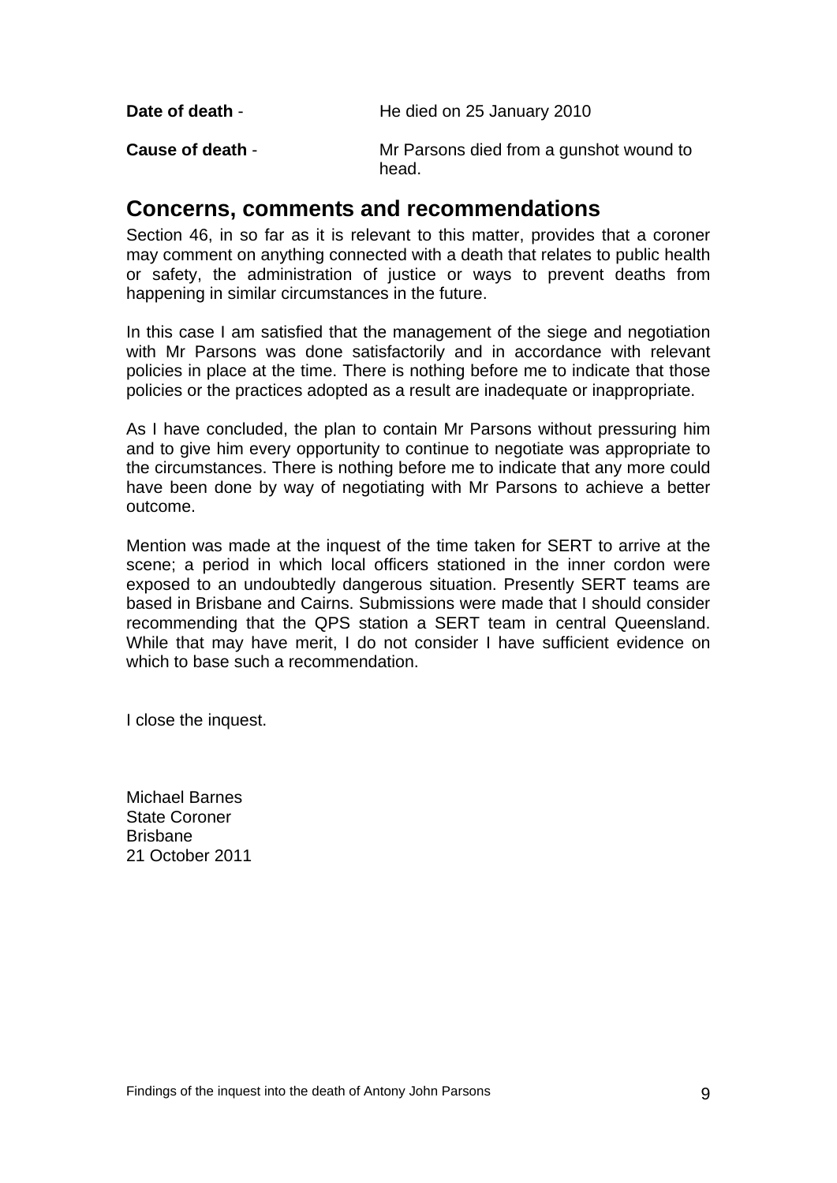**Date of death** - He died on 25 January 2010

**Cause of death** - Mr Parsons died from a gunshot wound to head.

## Concerns, comments and recommendations

Section 46, in so far as it is relevant to this matter, provides that a coroner may comment on anything connected with a death that relates to public health or safety, the administration of justice or ways to prevent deaths from happening in similar circumstances in the future.

In this case I am satisfied that the management of the siege and negotiation with Mr Parsons was done satisfactorily and in accordance with relevant policies in place at the time. There is nothing before me to indicate that those policies or the practices adopted as a result are inadequate or inappropriate.

As I have concluded, the plan to contain Mr Parsons without pressuring him and to give him every opportunity to continue to negotiate was appropriate to the circumstances. There is nothing before me to indicate that any more could have been done by way of negotiating with Mr Parsons to achieve a better outcome.

Mention was made at the inquest of the time taken for SERT to arrive at the scene; a period in which local officers stationed in the inner cordon were exposed to an undoubtedly dangerous situation. Presently SERT teams are based in Brisbane and Cairns. Submissions were made that I should consider recommending that the QPS station a SERT team in central Queensland. While that may have merit, I do not consider I have sufficient evidence on which to base such a recommendation.

I close the inquest.

Michael Barnes
State Coroner
Brisbane
21 October 2011